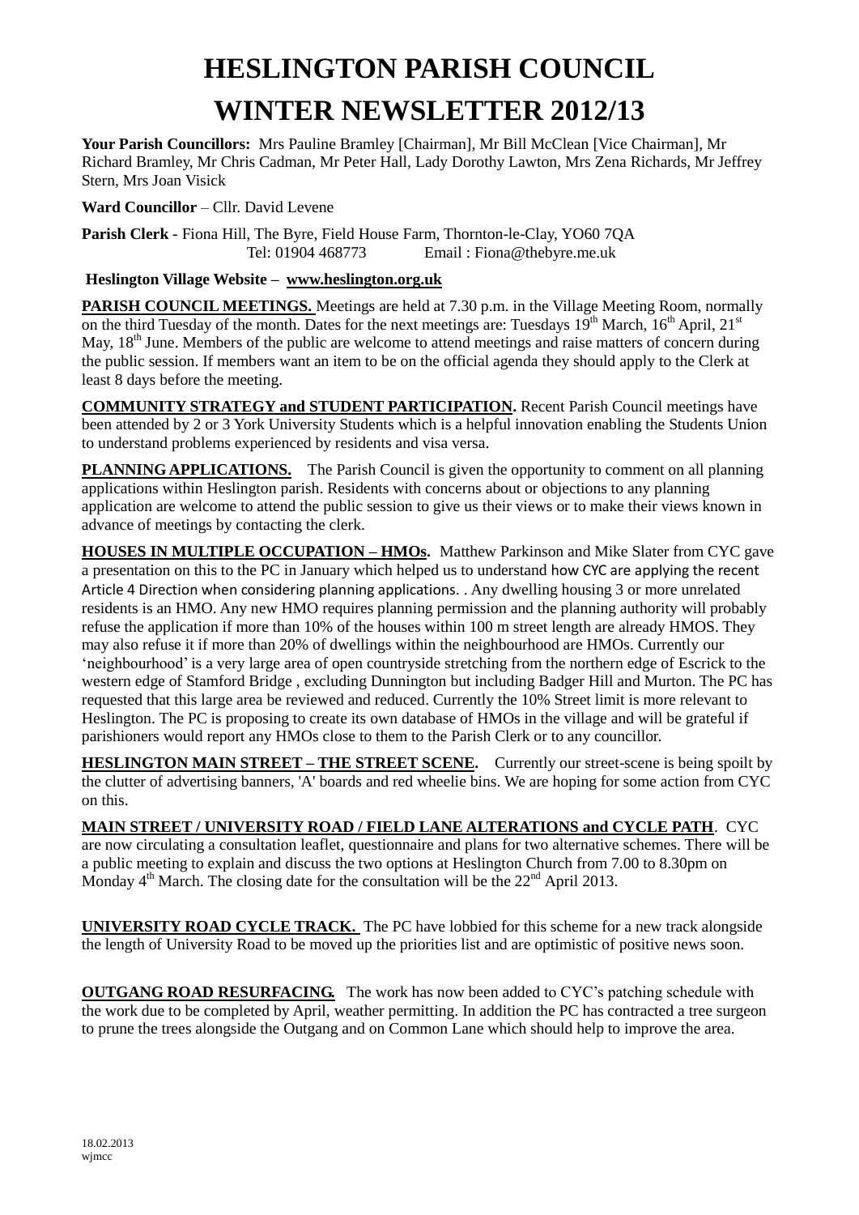# HESLINGTON PARISH COUNCIL

# WINTER NEWSLETTER 2012/13

**Your Parish Councillors:** Mrs Pauline Bramley [Chairman], Mr Bill McClean [Vice Chairman], Mr Richard Bramley, Mr Chris Cadman, Mr Peter Hall, Lady Dorothy Lawton, Mrs Zena Richards, Mr Jeffrey Stern, Mrs Joan Visick

**Ward Councillor** – Cllr. David Levene

**Parish Clerk -** Fiona Hill, The Byre, Field House Farm, Thornton-le-Clay, YO60 7QA
Tel: 01904 468773 Email : Fiona@thebyre.me.uk

**Heslington Village Website – www.heslington.org.uk**

**PARISH COUNCIL MEETINGS.** Meetings are held at 7.30 p.m. in the Village Meeting Room, normally on the third Tuesday of the month. Dates for the next meetings are: Tuesdays 19th March, 16th April, 21st May, 18th June. Members of the public are welcome to attend meetings and raise matters of concern during the public session. If members want an item to be on the official agenda they should apply to the Clerk at least 8 days before the meeting.

**COMMUNITY STRATEGY and STUDENT PARTICIPATION.** Recent Parish Council meetings have been attended by 2 or 3 York University Students which is a helpful innovation enabling the Students Union to understand problems experienced by residents and visa versa.

**PLANNING APPLICATIONS.** The Parish Council is given the opportunity to comment on all planning applications within Heslington parish. Residents with concerns about or objections to any planning application are welcome to attend the public session to give us their views or to make their views known in advance of meetings by contacting the clerk.

**HOUSES IN MULTIPLE OCCUPATION – HMOs.** Matthew Parkinson and Mike Slater from CYC gave a presentation on this to the PC in January which helped us to understand how CYC are applying the recent Article 4 Direction when considering planning applications. . Any dwelling housing 3 or more unrelated residents is an HMO. Any new HMO requires planning permission and the planning authority will probably refuse the application if more than 10% of the houses within 100 m street length are already HMOS. They may also refuse it if more than 20% of dwellings within the neighbourhood are HMOs. Currently our 'neighbourhood' is a very large area of open countryside stretching from the northern edge of Escrick to the western edge of Stamford Bridge , excluding Dunnington but including Badger Hill and Murton. The PC has requested that this large area be reviewed and reduced. Currently the 10% Street limit is more relevant to Heslington. The PC is proposing to create its own database of HMOs in the village and will be grateful if parishioners would report any HMOs close to them to the Parish Clerk or to any councillor.

**HESLINGTON MAIN STREET – THE STREET SCENE.** Currently our street-scene is being spoilt by the clutter of advertising banners, 'A' boards and red wheelie bins. We are hoping for some action from CYC on this.

**MAIN STREET / UNIVERSITY ROAD / FIELD LANE ALTERATIONS and CYCLE PATH**. CYC are now circulating a consultation leaflet, questionnaire and plans for two alternative schemes. There will be a public meeting to explain and discuss the two options at Heslington Church from 7.00 to 8.30pm on Monday 4th March. The closing date for the consultation will be the 22nd April 2013.

**UNIVERSITY ROAD CYCLE TRACK.** The PC have lobbied for this scheme for a new track alongside the length of University Road to be moved up the priorities list and are optimistic of positive news soon.

**OUTGANG ROAD RESURFACING.** The work has now been added to CYC's patching schedule with the work due to be completed by April, weather permitting. In addition the PC has contracted a tree surgeon to prune the trees alongside the Outgang and on Common Lane which should help to improve the area.

18.02.2013
wjmcc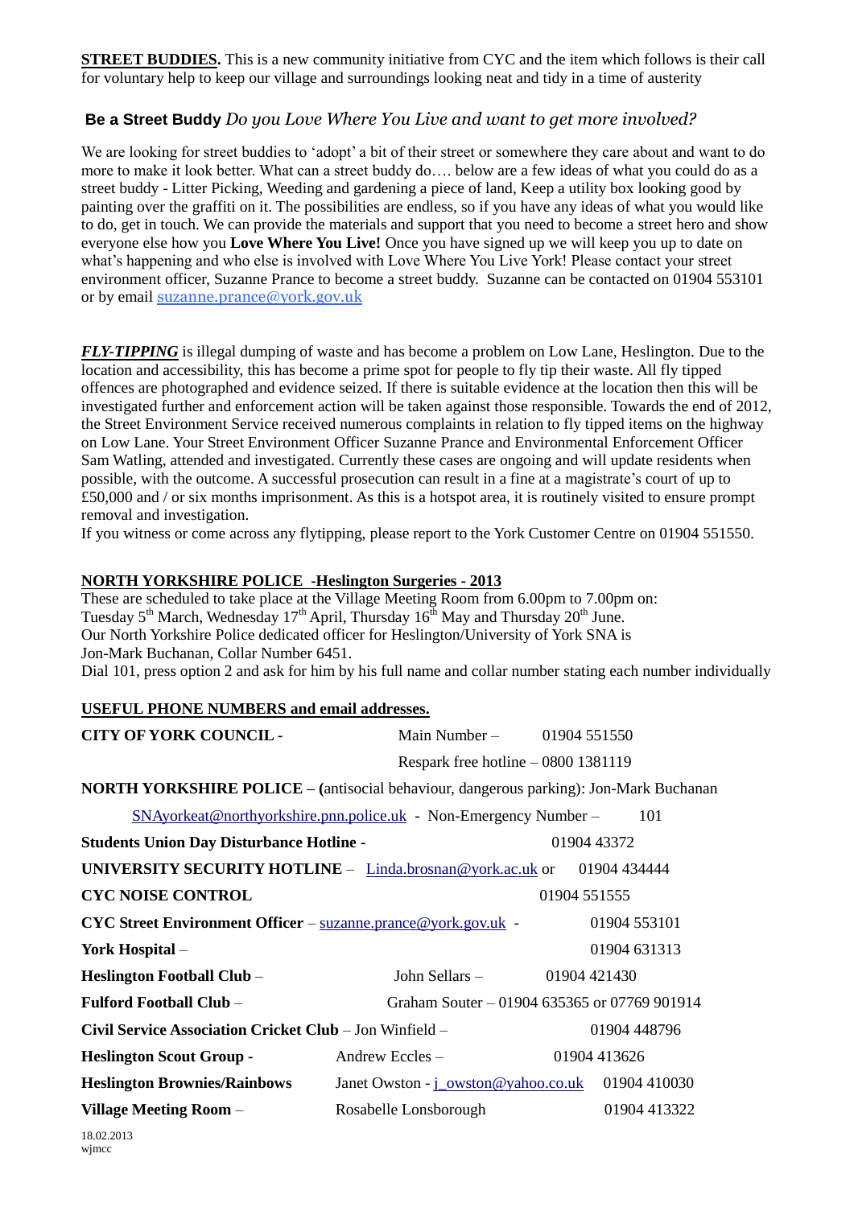**STREET BUDDIES.** This is a new community initiative from CYC and the item which follows is their call for voluntary help to keep our village and surroundings looking neat and tidy in a time of austerity

### **Be a Street Buddy** *Do you Love Where You Live and want to get more involved?*

We are looking for street buddies to 'adopt' a bit of their street or somewhere they care about and want to do more to make it look better. What can a street buddy do…. below are a few ideas of what you could do as a street buddy - Litter Picking, Weeding and gardening a piece of land, Keep a utility box looking good by painting over the graffiti on it. The possibilities are endless, so if you have any ideas of what you would like to do, get in touch. We can provide the materials and support that you need to become a street hero and show everyone else how you **Love Where You Live!** Once you have signed up we will keep you up to date on what's happening and who else is involved with Love Where You Live York! Please contact your street environment officer, Suzanne Prance to become a street buddy. Suzanne can be contacted on 01904 553101 or by email suzanne.prance@york.gov.uk

***FLY-TIPPING*** is illegal dumping of waste and has become a problem on Low Lane, Heslington. Due to the location and accessibility, this has become a prime spot for people to fly tip their waste. All fly tipped offences are photographed and evidence seized. If there is suitable evidence at the location then this will be investigated further and enforcement action will be taken against those responsible. Towards the end of 2012, the Street Environment Service received numerous complaints in relation to fly tipped items on the highway on Low Lane. Your Street Environment Officer Suzanne Prance and Environmental Enforcement Officer Sam Watling, attended and investigated. Currently these cases are ongoing and will update residents when possible, with the outcome. A successful prosecution can result in a fine at a magistrate's court of up to £50,000 and / or six months imprisonment. As this is a hotspot area, it is routinely visited to ensure prompt removal and investigation.
If you witness or come across any flytipping, please report to the York Customer Centre on 01904 551550.

**NORTH YORKSHIRE POLICE -Heslington Surgeries - 2013**
These are scheduled to take place at the Village Meeting Room from 6.00pm to 7.00pm on:
Tuesday 5th March, Wednesday 17th April, Thursday 16th May and Thursday 20th June.
Our North Yorkshire Police dedicated officer for Heslington/University of York SNA is
Jon-Mark Buchanan, Collar Number 6451.
Dial 101, press option 2 and ask for him by his full name and collar number stating each number individually

**USEFUL PHONE NUMBERS and email addresses.**

**CITY OF YORK COUNCIL -** Main Number – 01904 551550
Respark free hotline – 0800 1381119

**NORTH YORKSHIRE POLICE – (**antisocial behaviour, dangerous parking): Jon-Mark Buchanan
SNAyorkeat@northyorkshire.pnn.police.uk - Non-Emergency Number – 101

**Students Union Day Disturbance Hotline -** 01904 43372

**UNIVERSITY SECURITY HOTLINE** – Linda.brosnan@york.ac.uk or 01904 434444

**CYC NOISE CONTROL** 01904 551555

**CYC Street Environment Officer** – suzanne.prance@york.gov.uk - 01904 553101

**York Hospital** – 01904 631313

**Heslington Football Club** – John Sellars – 01904 421430

**Fulford Football Club** – Graham Souter – 01904 635365 or 07769 901914

**Civil Service Association Cricket Club** – Jon Winfield – 01904 448796

**Heslington Scout Group -** Andrew Eccles – 01904 413626

**Heslington Brownies/Rainbows** Janet Owston - j_owston@yahoo.co.uk 01904 410030

**Village Meeting Room** – Rosabelle Lonsborough 01904 413322

18.02.2013
wjmcc